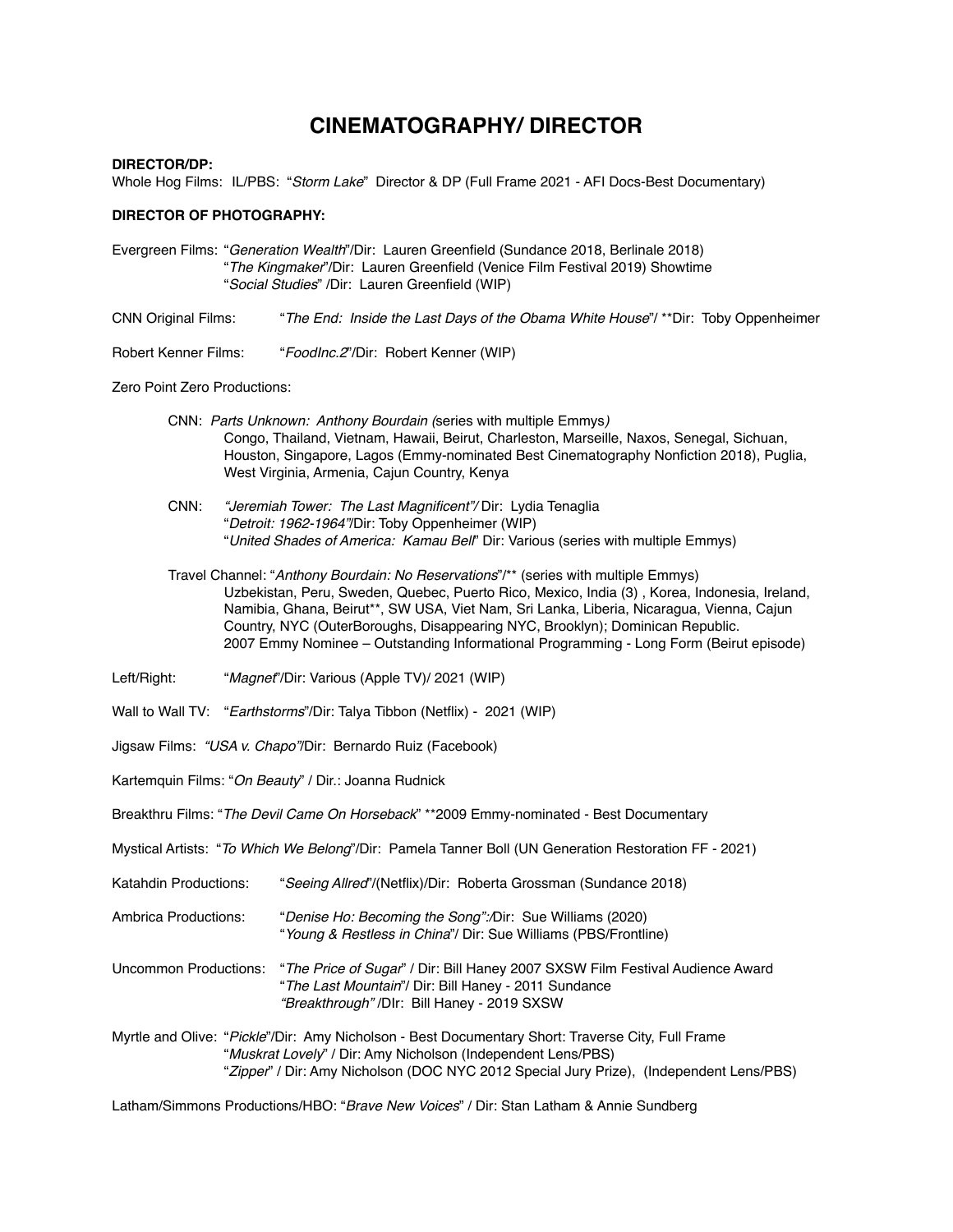# CINEMATOGRAPHY/ DIRECTOR

**DIRECTOR/DP:**
Whole Hog Films: IL/PBS: "*Storm Lake*" Director & DP (Full Frame 2021 - AFI Docs-Best Documentary)

**DIRECTOR OF PHOTOGRAPHY:**

Evergreen Films: "*Generation Wealth*"/Dir: Lauren Greenfield (Sundance 2018, Berlinale 2018)
"*The Kingmaker*"/Dir: Lauren Greenfield (Venice Film Festival 2019) Showtime
"*Social Studies*" /Dir: Lauren Greenfield (WIP)

CNN Original Films: "*The End: Inside the Last Days of the Obama White House*"/ **Dir: Toby Oppenheimer

Robert Kenner Films: "*FoodInc.2*"/Dir: Robert Kenner (WIP)

Zero Point Zero Productions:

CNN: *Parts Unknown: Anthony Bourdain (*series with multiple Emmys*)*
Congo, Thailand, Vietnam, Hawaii, Beirut, Charleston, Marseille, Naxos, Senegal, Sichuan, Houston, Singapore, Lagos (Emmy-nominated Best Cinematography Nonfiction 2018), Puglia, West Virginia, Armenia, Cajun Country, Kenya

CNN: *"Jeremiah Tower: The Last Magnificent"/* Dir: Lydia Tenaglia
"*Detroit: 1962-1964"/*Dir: Toby Oppenheimer (WIP)
"*United Shades of America: Kamau Bell*" Dir: Various (series with multiple Emmys)

Travel Channel: "*Anthony Bourdain: No Reservations*"/** (series with multiple Emmys)
Uzbekistan, Peru, Sweden, Quebec, Puerto Rico, Mexico, India (3) , Korea, Indonesia, Ireland, Namibia, Ghana, Beirut**, SW USA, Viet Nam, Sri Lanka, Liberia, Nicaragua, Vienna, Cajun Country, NYC (OuterBoroughs, Disappearing NYC, Brooklyn); Dominican Republic.
2007 Emmy Nominee – Outstanding Informational Programming - Long Form (Beirut episode)

Left/Right: "*Magnet*"/Dir: Various (Apple TV)/ 2021 (WIP)

Wall to Wall TV: "*Earthstorms*"/Dir: Talya Tibbon (Netflix) - 2021 (WIP)

Jigsaw Films: *"USA v. Chapo"/*Dir: Bernardo Ruiz (Facebook)

Kartemquin Films: "*On Beauty*" / Dir.: Joanna Rudnick

Breakthru Films: "*The Devil Came On Horseback*" **2009 Emmy-nominated - Best Documentary

Mystical Artists: "*To Which We Belong*"/Dir: Pamela Tanner Boll (UN Generation Restoration FF - 2021)

Katahdin Productions: "*Seeing Allred*"/(Netflix)/Dir: Roberta Grossman (Sundance 2018)

Ambrica Productions: "*Denise Ho: Becoming the Song":/*Dir: Sue Williams (2020)
"*Young & Restless in China*"/ Dir: Sue Williams (PBS/Frontline)

Uncommon Productions: "*The Price of Sugar*" / Dir: Bill Haney 2007 SXSW Film Festival Audience Award
"*The Last Mountain*"/ Dir: Bill Haney - 2011 Sundance
*"Breakthrough"* /DIr: Bill Haney - 2019 SXSW

Myrtle and Olive: "*Pickle*"/Dir: Amy Nicholson - Best Documentary Short: Traverse City, Full Frame
"*Muskrat Lovely*" / Dir: Amy Nicholson (Independent Lens/PBS)
"*Zipper*" / Dir: Amy Nicholson (DOC NYC 2012 Special Jury Prize), (Independent Lens/PBS)

Latham/Simmons Productions/HBO: "*Brave New Voices*" / Dir: Stan Latham & Annie Sundberg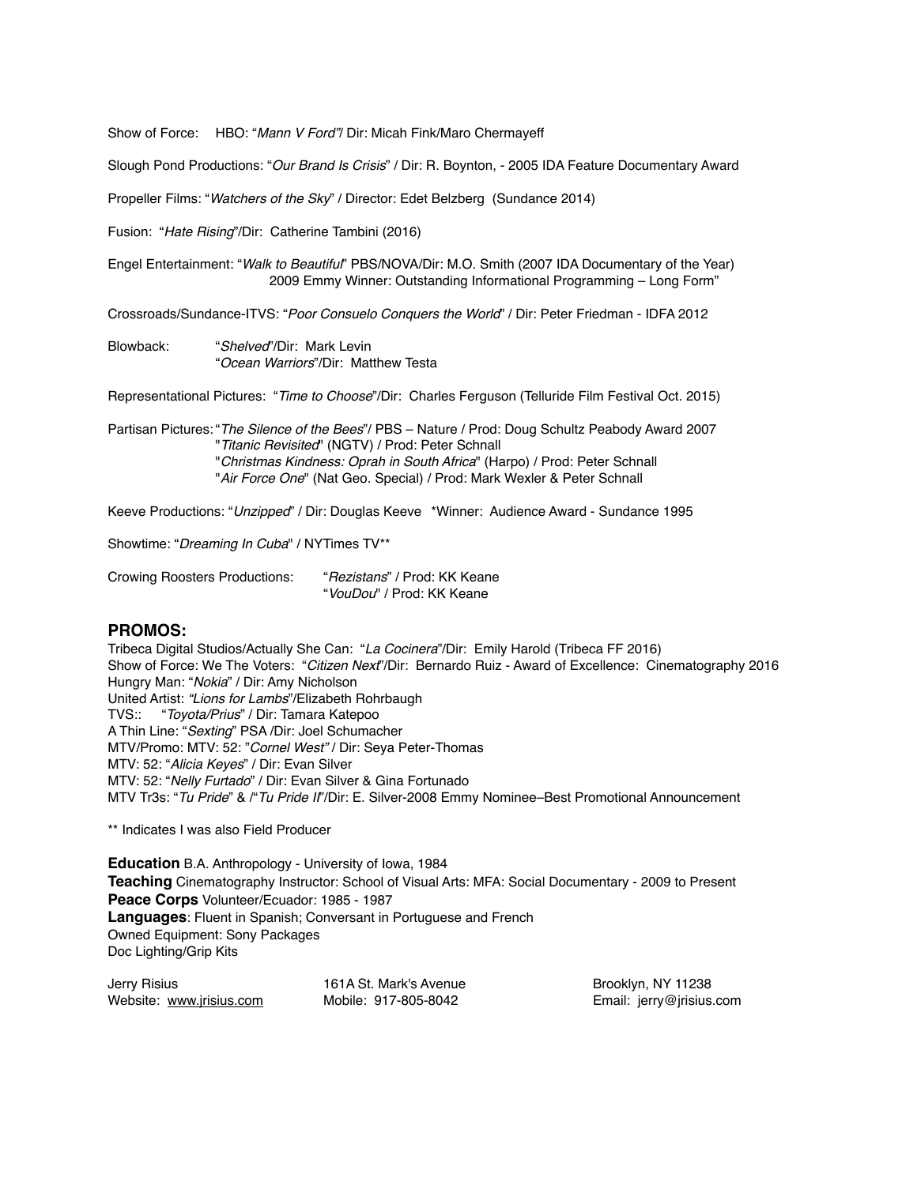Show of Force: HBO: "*Mann V Ford*"/ Dir: Micah Fink/Maro Chermayeff

Slough Pond Productions: "*Our Brand Is Crisis*" / Dir: R. Boynton, - 2005 IDA Feature Documentary Award

Propeller Films: "*Watchers of the Sky*" / Director: Edet Belzberg (Sundance 2014)

Fusion: "*Hate Rising*"/Dir: Catherine Tambini (2016)

Engel Entertainment: "*Walk to Beautiful*" PBS/NOVA/Dir: M.O. Smith (2007 IDA Documentary of the Year)
2009 Emmy Winner: Outstanding Informational Programming – Long Form"

Crossroads/Sundance-ITVS: "*Poor Consuelo Conquers the World*" / Dir: Peter Friedman - IDFA 2012

Blowback: "*Shelved*"/Dir: Mark Levin
"*Ocean Warriors*"/Dir: Matthew Testa

Representational Pictures: "*Time to Choose*"/Dir: Charles Ferguson (Telluride Film Festival Oct. 2015)

Partisan Pictures: "*The Silence of the Bees*"/ PBS – Nature / Prod: Doug Schultz Peabody Award 2007
"*Titanic Revisited*" (NGTV) / Prod: Peter Schnall
"*Christmas Kindness: Oprah in South Africa*" (Harpo) / Prod: Peter Schnall
"*Air Force One*" (Nat Geo. Special) / Prod: Mark Wexler & Peter Schnall

Keeve Productions: "*Unzipped*" / Dir: Douglas Keeve *Winner: Audience Award - Sundance 1995

Showtime: "*Dreaming In Cuba*" / NYTimes TV**

Crowing Roosters Productions: "*Rezistans*" / Prod: KK Keane
"*VouDou*" / Prod: KK Keane

## PROMOS:

Tribeca Digital Studios/Actually She Can: "*La Cocinera*"/Dir: Emily Harold (Tribeca FF 2016)
Show of Force: We The Voters: "*Citizen Next*"/Dir: Bernardo Ruiz - Award of Excellence: Cinematography 2016
Hungry Man: "*Nokia*" / Dir: Amy Nicholson
United Artist: *"Lions for Lambs*"/Elizabeth Rohrbaugh
TVS:: "*Toyota/Prius*" / Dir: Tamara Katepoo
A Thin Line: "*Sexting*" PSA /Dir: Joel Schumacher
MTV/Promo: MTV: 52: "*Cornel West"* / Dir: Seya Peter-Thomas
MTV: 52: "*Alicia Keyes*" / Dir: Evan Silver
MTV: 52: "*Nelly Furtado*" / Dir: Evan Silver & Gina Fortunado
MTV Tr3s: "*Tu Pride*" & /"*Tu Pride II*"/Dir: E. Silver-2008 Emmy Nominee–Best Promotional Announcement

** Indicates I was also Field Producer

**Education** B.A. Anthropology - University of Iowa, 1984
**Teaching** Cinematography Instructor: School of Visual Arts: MFA: Social Documentary - 2009 to Present
**Peace Corps** Volunteer/Ecuador: 1985 - 1987
**Languages**: Fluent in Spanish; Conversant in Portuguese and French
Owned Equipment: Sony Packages
Doc Lighting/Grip Kits

Jerry Risius 161A St. Mark's Avenue Brooklyn, NY 11238
Website: www.jrisius.com Mobile: 917-805-8042 Email: jerry@jrisius.com